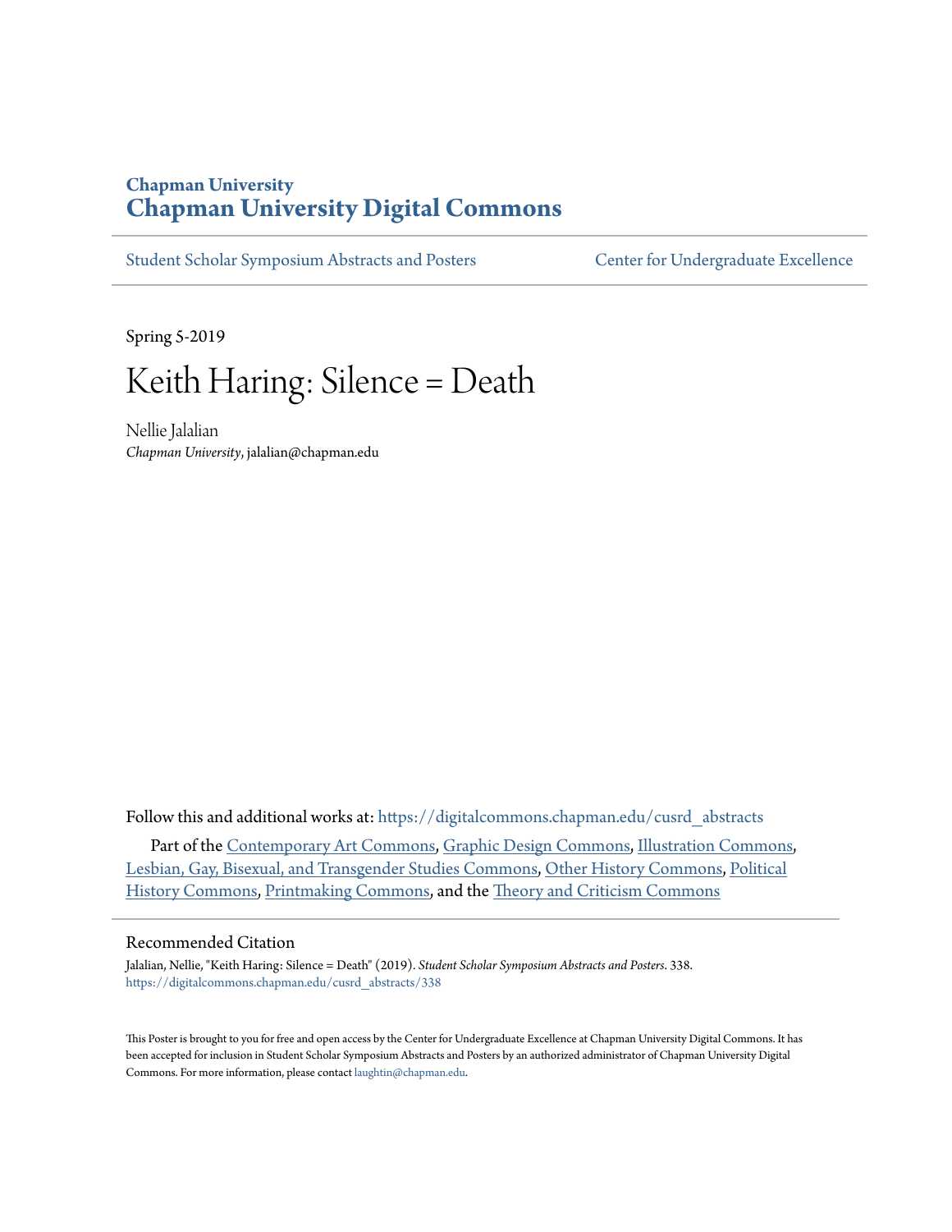Chapman University

# Chapman University Digital Commons

Student Scholar Symposium Abstracts and Posters | Center for Undergraduate Excellence

Spring 5-2019

# Keith Haring: Silence = Death

Nellie Jalalian
*Chapman University*, jalalian@chapman.edu

Follow this and additional works at: https://digitalcommons.chapman.edu/cusrd_abstracts

Part of the Contemporary Art Commons, Graphic Design Commons, Illustration Commons, Lesbian, Gay, Bisexual, and Transgender Studies Commons, Other History Commons, Political History Commons, Printmaking Commons, and the Theory and Criticism Commons

## Recommended Citation

Jalalian, Nellie, "Keith Haring: Silence = Death" (2019). *Student Scholar Symposium Abstracts and Posters*. 338.
https://digitalcommons.chapman.edu/cusrd_abstracts/338

This Poster is brought to you for free and open access by the Center for Undergraduate Excellence at Chapman University Digital Commons. It has been accepted for inclusion in Student Scholar Symposium Abstracts and Posters by an authorized administrator of Chapman University Digital Commons. For more information, please contact laughtin@chapman.edu.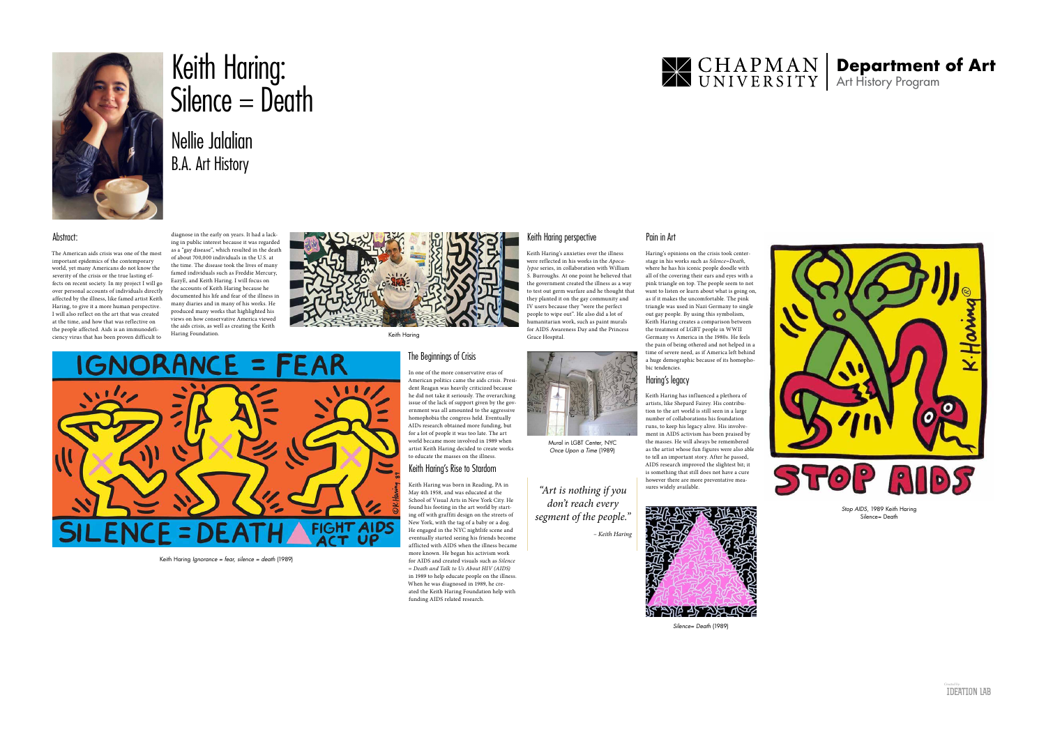# Keith Haring: Silence = Death

## Nellie Jalalian
## B.A. Art History

**CHAPMAN UNIVERSITY** | **Department of Art** Art History Program

### Abstract:

The American aids crisis was one of the most important epidemics of the contemporary world, yet many Americans do not know the severity of the crisis or the true lasting effects on recent society. In my project I will go over personal accounts of individuals directly affected by the illness, like famed artist Keith Haring, to give it a more human perspective. I will also reflect on the art that was created at the time, and how that was reflective on the people affected. Aids is an immunodeficiency virus that has been proven difficult to diagnose in the early on years. It had a lacking in public interest because it was regarded as a "gay disease", which resulted in the death of about 700,000 individuals in the U.S. at the time. The disease took the lives of many famed individuals such as Freddie Mercury, EazyE, and Keith Haring. I will focus on the accounts of Keith Haring because he documented his life and fear of the illness in many diaries and in many of his works. He produced many works that highlighted his views on how conservative America viewed the aids crisis, as well as creating the Keith Haring Foundation.

Keith Haring

Keith Haring *Ignorance = fear, silence = death* (1989)

### The Beginnings of Crisis

In one of the more conservative eras of American politics came the aids crisis. President Reagan was heavily criticized because he did not take it seriously. The overarching issue of the lack of support given by the government was all amounted to the aggressive homophobia the congress held. Eventually AIDs research obtained more funding, but for a lot of people it was too late. The art world became more involved in 1989 when artist Keith Haring decided to create works to educate the masses on the illness.

### Keith Haring's Rise to Stardom

Keith Haring was born in Reading, PA in May 4th 1958, and was educated at the School of Visual Arts in New York City. He found his footing in the art world by starting off with graffiti design on the streets of New York, with the tag of a baby or a dog. He engaged in the NYC nightlife scene and eventually started seeing his friends become afflicted with AIDS when the illness became more known. He began his activism work for AIDS and created visuals such as *Silence = Death and Talk to Us About HIV (AIDS)* in 1989 to help educate people on the illness. When he was diagnosed in 1989, he created the Keith Haring Foundation help with funding AIDS related research.

### Keith Haring perspective

Keith Haring's anxieties over the illness were reflected in his works in the *Apocalypse* series, in collaboration with William S. Burroughs. At one point he believed that the government created the illness as a way to test out germ warfare and he thought that they planted it on the gay community and IV users because they "were the perfect people to wipe out". He also did a lot of humanitarian work, such as paint murals for AIDS Awareness Day and the Princess Grace Hospital.

Mural in LGBT Center, NYC
*Once Upon a Time* (1989)

> *"Art is nothing if you don't reach every segment of the people."*
>
> – Keith Haring

### Pain in Art

Haring's opinions on the crisis took center-stage in his works such as *Silence=Death*, where he has his iconic people doodle with all of the covering their ears and eyes with a pink triangle on top. The people seem to not want to listen or learn about what is going on, as if it makes the uncomfortable. The pink triangle was used in Nazi Germany to single out gay people. By using this symbolism, Keith Haring creates a comparison between the treatment of LGBT people in WWII Germany vs America in the 1980s. He feels the pain of being othered and not helped in a time of severe need, as if America left behind a huge demographic because of its homophobic tendencies.

### Haring's legacy

Keith Haring has influenced a plethora of artists, like Shepard Fairey. His contribution to the art world is still seen in a large number of collaborations his foundation runs, to keep his legacy alive. His involvement in AIDS activism has been praised by the masses. He will always be remembered as the artist whose fun figures were also able to tell an important story. After he passed, AIDS research improved the slightest bit; it is something that still does not have a cure however there are more preventative measures widely available.

*Silence= Death* (1989)

*Stop AIDS*, 1989 Keith Haring
Silence= Death

Curated by IDEATION LAB